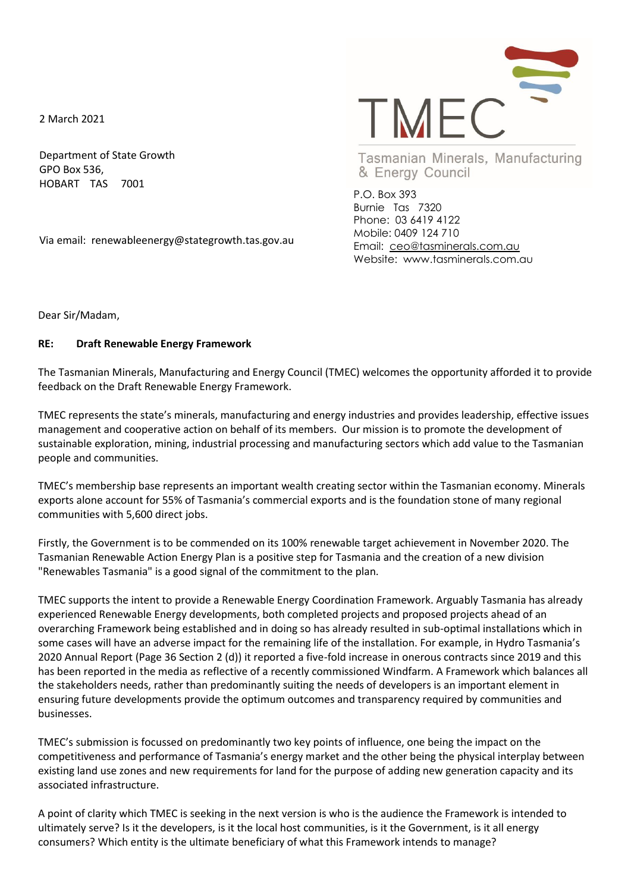2 March 2021

Department of State Growth
GPO Box 536,
HOBART TAS 7001

Via email: renewableenergy@stategrowth.tas.gov.au

TMEC
Tasmanian Minerals, Manufacturing & Energy Council

P.O. Box 393
Burnie Tas 7320
Phone: 03 6419 4122
Mobile: 0409 124 710
Email: ceo@tasminerals.com.au
Website: www.tasminerals.com.au

Dear Sir/Madam,

**RE: Draft Renewable Energy Framework**

The Tasmanian Minerals, Manufacturing and Energy Council (TMEC) welcomes the opportunity afforded it to provide feedback on the Draft Renewable Energy Framework.

TMEC represents the state's minerals, manufacturing and energy industries and provides leadership, effective issues management and cooperative action on behalf of its members. Our mission is to promote the development of sustainable exploration, mining, industrial processing and manufacturing sectors which add value to the Tasmanian people and communities.

TMEC's membership base represents an important wealth creating sector within the Tasmanian economy. Minerals exports alone account for 55% of Tasmania's commercial exports and is the foundation stone of many regional communities with 5,600 direct jobs.

Firstly, the Government is to be commended on its 100% renewable target achievement in November 2020. The Tasmanian Renewable Action Energy Plan is a positive step for Tasmania and the creation of a new division "Renewables Tasmania" is a good signal of the commitment to the plan.

TMEC supports the intent to provide a Renewable Energy Coordination Framework. Arguably Tasmania has already experienced Renewable Energy developments, both completed projects and proposed projects ahead of an overarching Framework being established and in doing so has already resulted in sub-optimal installations which in some cases will have an adverse impact for the remaining life of the installation. For example, in Hydro Tasmania's 2020 Annual Report (Page 36 Section 2 (d)) it reported a five-fold increase in onerous contracts since 2019 and this has been reported in the media as reflective of a recently commissioned Windfarm. A Framework which balances all the stakeholders needs, rather than predominantly suiting the needs of developers is an important element in ensuring future developments provide the optimum outcomes and transparency required by communities and businesses.

TMEC's submission is focussed on predominantly two key points of influence, one being the impact on the competitiveness and performance of Tasmania's energy market and the other being the physical interplay between existing land use zones and new requirements for land for the purpose of adding new generation capacity and its associated infrastructure.

A point of clarity which TMEC is seeking in the next version is who is the audience the Framework is intended to ultimately serve? Is it the developers, is it the local host communities, is it the Government, is it all energy consumers? Which entity is the ultimate beneficiary of what this Framework intends to manage?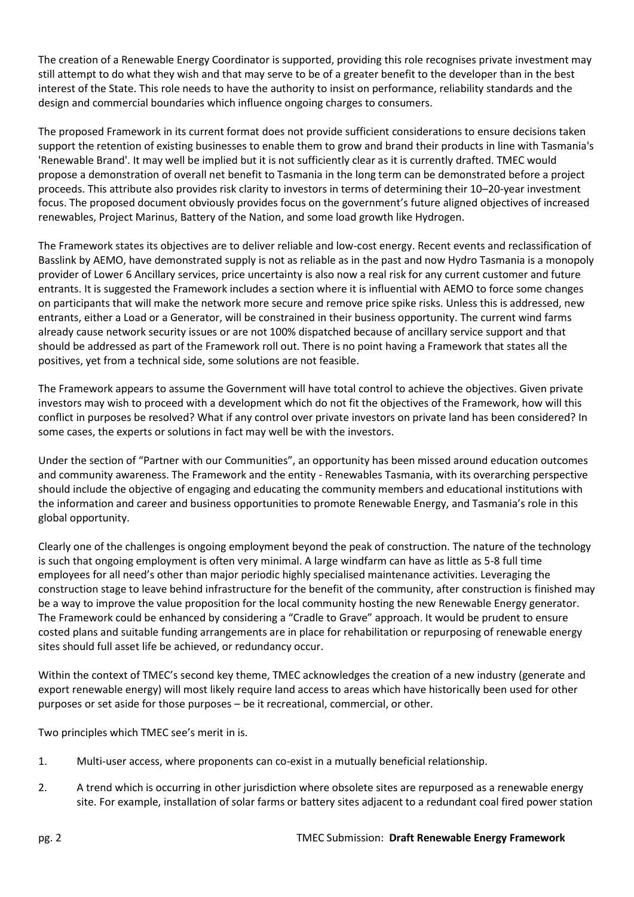The creation of a Renewable Energy Coordinator is supported, providing this role recognises private investment may still attempt to do what they wish and that may serve to be of a greater benefit to the developer than in the best interest of the State. This role needs to have the authority to insist on performance, reliability standards and the design and commercial boundaries which influence ongoing charges to consumers.

The proposed Framework in its current format does not provide sufficient considerations to ensure decisions taken support the retention of existing businesses to enable them to grow and brand their products in line with Tasmania's 'Renewable Brand'. It may well be implied but it is not sufficiently clear as it is currently drafted. TMEC would propose a demonstration of overall net benefit to Tasmania in the long term can be demonstrated before a project proceeds. This attribute also provides risk clarity to investors in terms of determining their 10–20-year investment focus. The proposed document obviously provides focus on the government's future aligned objectives of increased renewables, Project Marinus, Battery of the Nation, and some load growth like Hydrogen.

The Framework states its objectives are to deliver reliable and low-cost energy. Recent events and reclassification of Basslink by AEMO, have demonstrated supply is not as reliable as in the past and now Hydro Tasmania is a monopoly provider of Lower 6 Ancillary services, price uncertainty is also now a real risk for any current customer and future entrants. It is suggested the Framework includes a section where it is influential with AEMO to force some changes on participants that will make the network more secure and remove price spike risks. Unless this is addressed, new entrants, either a Load or a Generator, will be constrained in their business opportunity. The current wind farms already cause network security issues or are not 100% dispatched because of ancillary service support and that should be addressed as part of the Framework roll out. There is no point having a Framework that states all the positives, yet from a technical side, some solutions are not feasible.

The Framework appears to assume the Government will have total control to achieve the objectives. Given private investors may wish to proceed with a development which do not fit the objectives of the Framework, how will this conflict in purposes be resolved? What if any control over private investors on private land has been considered? In some cases, the experts or solutions in fact may well be with the investors.

Under the section of "Partner with our Communities", an opportunity has been missed around education outcomes and community awareness. The Framework and the entity - Renewables Tasmania, with its overarching perspective should include the objective of engaging and educating the community members and educational institutions with the information and career and business opportunities to promote Renewable Energy, and Tasmania's role in this global opportunity.

Clearly one of the challenges is ongoing employment beyond the peak of construction. The nature of the technology is such that ongoing employment is often very minimal. A large windfarm can have as little as 5-8 full time employees for all need's other than major periodic highly specialised maintenance activities. Leveraging the construction stage to leave behind infrastructure for the benefit of the community, after construction is finished may be a way to improve the value proposition for the local community hosting the new Renewable Energy generator. The Framework could be enhanced by considering a "Cradle to Grave" approach. It would be prudent to ensure costed plans and suitable funding arrangements are in place for rehabilitation or repurposing of renewable energy sites should full asset life be achieved, or redundancy occur.

Within the context of TMEC's second key theme, TMEC acknowledges the creation of a new industry (generate and export renewable energy) will most likely require land access to areas which have historically been used for other purposes or set aside for those purposes – be it recreational, commercial, or other.

Two principles which TMEC see's merit in is.

1. Multi-user access, where proponents can co-exist in a mutually beneficial relationship.
2. A trend which is occurring in other jurisdiction where obsolete sites are repurposed as a renewable energy site. For example, installation of solar farms or battery sites adjacent to a redundant coal fired power station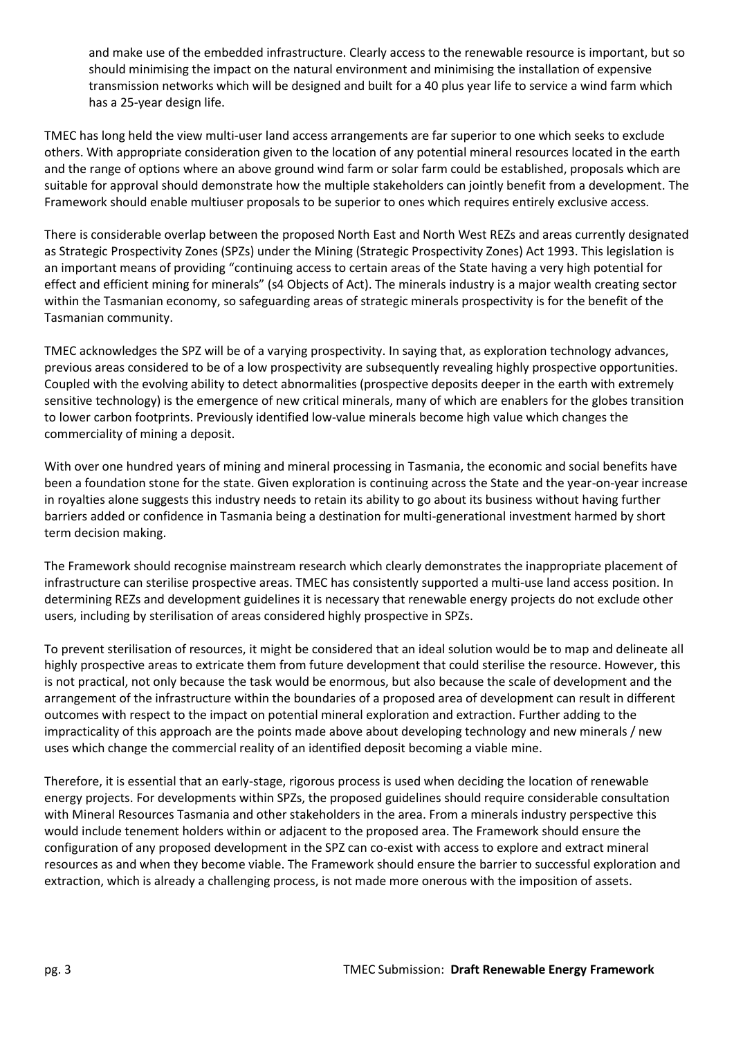and make use of the embedded infrastructure. Clearly access to the renewable resource is important, but so should minimising the impact on the natural environment and minimising the installation of expensive transmission networks which will be designed and built for a 40 plus year life to service a wind farm which has a 25-year design life.

TMEC has long held the view multi-user land access arrangements are far superior to one which seeks to exclude others. With appropriate consideration given to the location of any potential mineral resources located in the earth and the range of options where an above ground wind farm or solar farm could be established, proposals which are suitable for approval should demonstrate how the multiple stakeholders can jointly benefit from a development. The Framework should enable multiuser proposals to be superior to ones which requires entirely exclusive access.

There is considerable overlap between the proposed North East and North West REZs and areas currently designated as Strategic Prospectivity Zones (SPZs) under the Mining (Strategic Prospectivity Zones) Act 1993. This legislation is an important means of providing "continuing access to certain areas of the State having a very high potential for effect and efficient mining for minerals" (s4 Objects of Act). The minerals industry is a major wealth creating sector within the Tasmanian economy, so safeguarding areas of strategic minerals prospectivity is for the benefit of the Tasmanian community.

TMEC acknowledges the SPZ will be of a varying prospectivity. In saying that, as exploration technology advances, previous areas considered to be of a low prospectivity are subsequently revealing highly prospective opportunities. Coupled with the evolving ability to detect abnormalities (prospective deposits deeper in the earth with extremely sensitive technology) is the emergence of new critical minerals, many of which are enablers for the globes transition to lower carbon footprints. Previously identified low-value minerals become high value which changes the commerciality of mining a deposit.

With over one hundred years of mining and mineral processing in Tasmania, the economic and social benefits have been a foundation stone for the state. Given exploration is continuing across the State and the year-on-year increase in royalties alone suggests this industry needs to retain its ability to go about its business without having further barriers added or confidence in Tasmania being a destination for multi-generational investment harmed by short term decision making.

The Framework should recognise mainstream research which clearly demonstrates the inappropriate placement of infrastructure can sterilise prospective areas. TMEC has consistently supported a multi-use land access position. In determining REZs and development guidelines it is necessary that renewable energy projects do not exclude other users, including by sterilisation of areas considered highly prospective in SPZs.

To prevent sterilisation of resources, it might be considered that an ideal solution would be to map and delineate all highly prospective areas to extricate them from future development that could sterilise the resource. However, this is not practical, not only because the task would be enormous, but also because the scale of development and the arrangement of the infrastructure within the boundaries of a proposed area of development can result in different outcomes with respect to the impact on potential mineral exploration and extraction. Further adding to the impracticality of this approach are the points made above about developing technology and new minerals / new uses which change the commercial reality of an identified deposit becoming a viable mine.

Therefore, it is essential that an early-stage, rigorous process is used when deciding the location of renewable energy projects. For developments within SPZs, the proposed guidelines should require considerable consultation with Mineral Resources Tasmania and other stakeholders in the area. From a minerals industry perspective this would include tenement holders within or adjacent to the proposed area. The Framework should ensure the configuration of any proposed development in the SPZ can co-exist with access to explore and extract mineral resources as and when they become viable. The Framework should ensure the barrier to successful exploration and extraction, which is already a challenging process, is not made more onerous with the imposition of assets.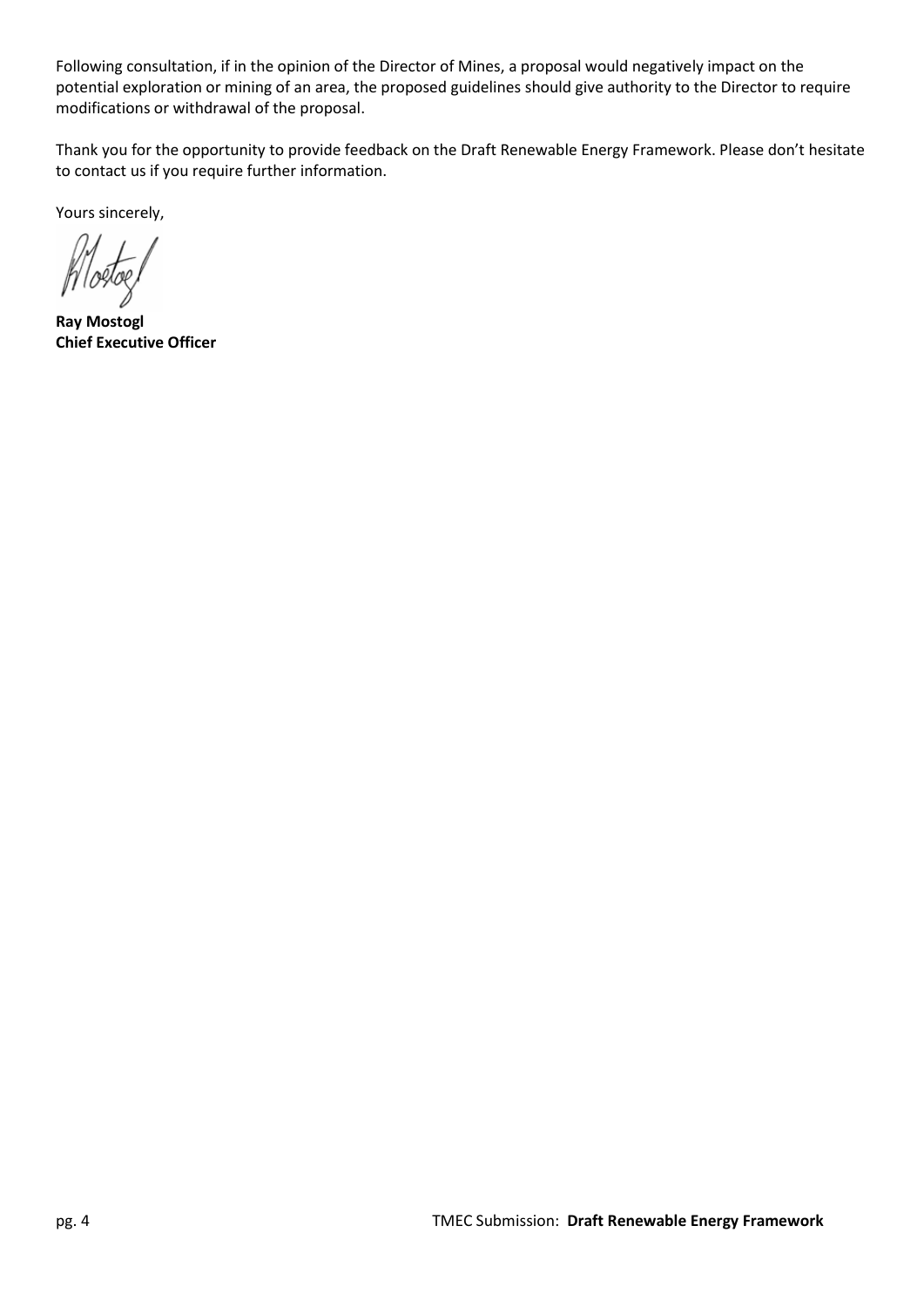Following consultation, if in the opinion of the Director of Mines, a proposal would negatively impact on the potential exploration or mining of an area, the proposed guidelines should give authority to the Director to require modifications or withdrawal of the proposal.

Thank you for the opportunity to provide feedback on the Draft Renewable Energy Framework. Please don't hesitate to contact us if you require further information.

Yours sincerely,

**Ray Mostogl**
**Chief Executive Officer**